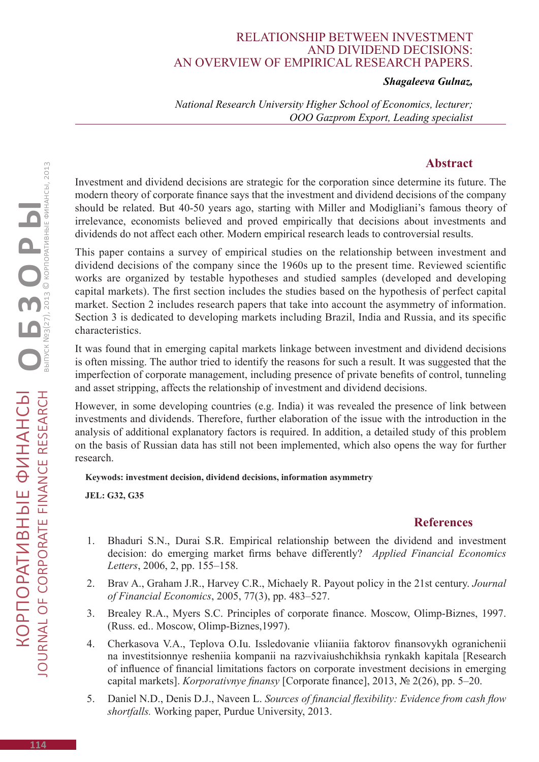# RELATIONSHIP BETWEEN INVESTMENT AND DIVIDEND DECISIONS: AN OVERVIEW OF EMPIRICAL RESEARCH PAPERS.

***Shagaleeva Gulnaz,***

*National Research University Higher School of Economics, lecturer;*
*OOO Gazprom Export, Leading specialist*

## Abstract

Investment and dividend decisions are strategic for the corporation since determine its future. The modern theory of corporate finance says that the investment and dividend decisions of the company should be related. But 40-50 years ago, starting with Miller and Modigliani's famous theory of irrelevance, economists believed and proved empirically that decisions about investments and dividends do not affect each other. Modern empirical research leads to controversial results.

This paper contains a survey of empirical studies on the relationship between investment and dividend decisions of the company since the 1960s up to the present time. Reviewed scientific works are organized by testable hypotheses and studied samples (developed and developing capital markets). The first section includes the studies based on the hypothesis of perfect capital market. Section 2 includes research papers that take into account the asymmetry of information. Section 3 is dedicated to developing markets including Brazil, India and Russia, and its specific characteristics.

It was found that in emerging capital markets linkage between investment and dividend decisions is often missing. The author tried to identify the reasons for such a result. It was suggested that the imperfection of corporate management, including presence of private benefits of control, tunneling and asset stripping, affects the relationship of investment and dividend decisions.

However, in some developing countries (e.g. India) it was revealed the presence of link between investments and dividends. Therefore, further elaboration of the issue with the introduction in the analysis of additional explanatory factors is required. In addition, a detailed study of this problem on the basis of Russian data has still not been implemented, which also opens the way for further research.

**Keywods: investment decision, dividend decisions, information asymmetry**

**JEL: G32, G35**

## References

1. Bhaduri S.N., Durai S.R. Empirical relationship between the dividend and investment decision: do emerging market firms behave differently? *Applied Financial Economics Letters*, 2006, 2, pp. 155–158.
2. Brav A., Graham J.R., Harvey C.R., Michaely R. Payout policy in the 21st century. *Journal of Financial Economics*, 2005, 77(3), pp. 483–527.
3. Brealey R.A., Myers S.C. Principles of corporate finance. Moscow, Olimp-Biznes, 1997. (Russ. ed.. Moscow, Olimp-Biznes,1997).
4. Cherkasova V.A., Teplova O.Iu. Issledovanie vliianiia faktorov finansovykh ogranichenii na investitsionnye resheniia kompanii na razvivaiushchikhsia rynkakh kapitala [Research of influence of financial limitations factors on corporate investment decisions in emerging capital markets]. *Korporativnye finansy* [Corporate finance], 2013, № 2(26), pp. 5–20.
5. Daniel N.D., Denis D.J., Naveen L. *Sources of financial flexibility: Evidence from cash flow shortfalls.* Working paper, Purdue University, 2013.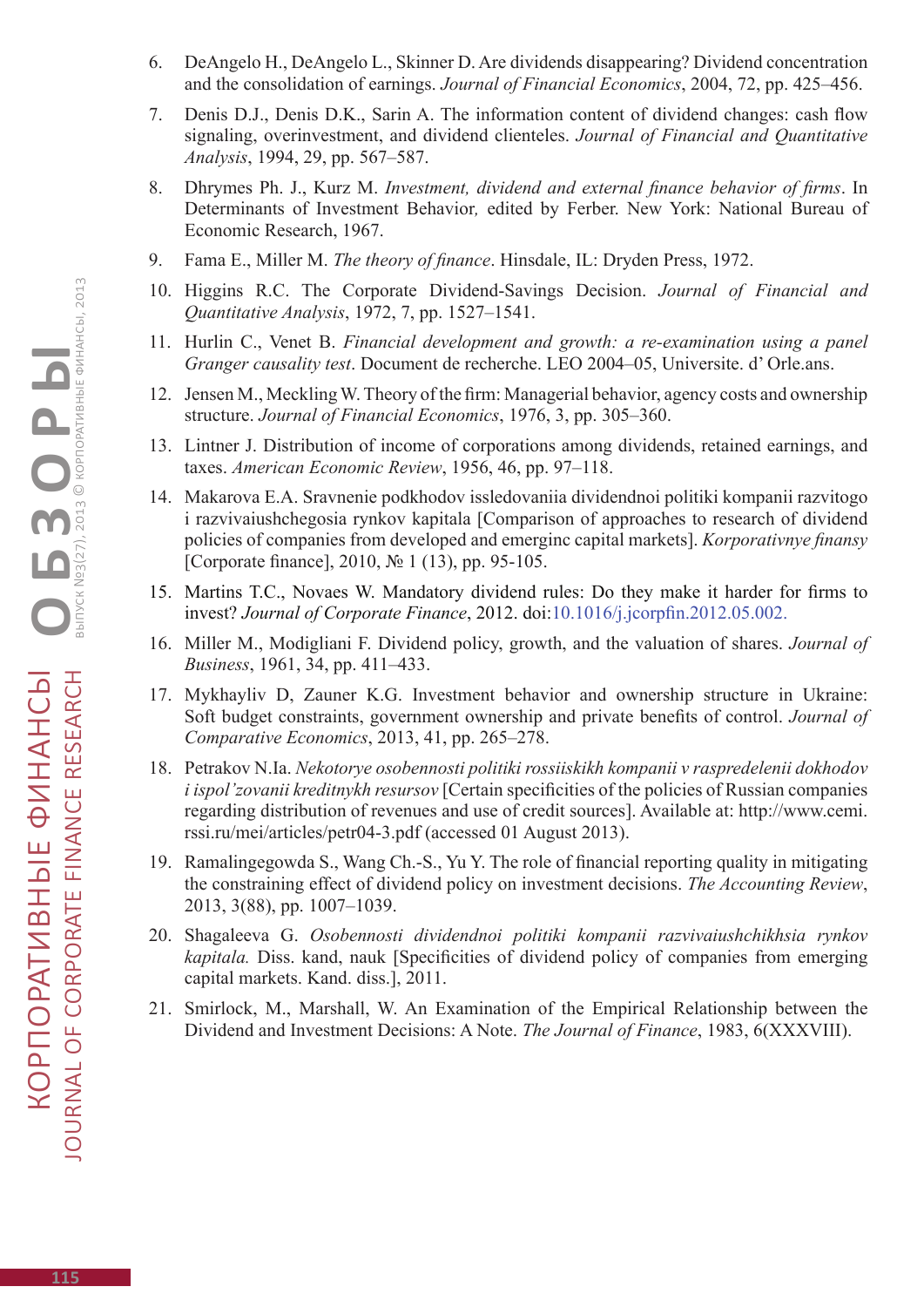6. DeAngelo H., DeAngelo L., Skinner D. Are dividends disappearing? Dividend concentration and the consolidation of earnings. *Journal of Financial Economics*, 2004, 72, pp. 425–456.
7. Denis D.J., Denis D.K., Sarin A. The information content of dividend changes: cash flow signaling, overinvestment, and dividend clienteles. *Journal of Financial and Quantitative Analysis*, 1994, 29, pp. 567–587.
8. Dhrymes Ph. J., Kurz M. *Investment, dividend and external finance behavior of firms*. In Determinants of Investment Behavior, edited by Ferber. New York: National Bureau of Economic Research, 1967.
9. Fama E., Miller M. *The theory of finance*. Hinsdale, IL: Dryden Press, 1972.
10. Higgins R.C. The Corporate Dividend-Savings Decision. *Journal of Financial and Quantitative Analysis*, 1972, 7, pp. 1527–1541.
11. Hurlin C., Venet B. *Financial development and growth: a re-examination using a panel Granger causality test*. Document de recherche. LEO 2004–05, Universite. d' Orle.ans.
12. Jensen M., Meckling W. Theory of the firm: Managerial behavior, agency costs and ownership structure. *Journal of Financial Economics*, 1976, 3, pp. 305–360.
13. Lintner J. Distribution of income of corporations among dividends, retained earnings, and taxes. *American Economic Review*, 1956, 46, pp. 97–118.
14. Makarova E.A. Sravnenie podkhodov issledovaniia dividendnoi politiki kompanii razvitogo i razvivaiushchegosia rynkov kapitala [Comparison of approaches to research of dividend policies of companies from developed and emerginc capital markets]. *Korporativnye finansy* [Corporate finance], 2010, № 1 (13), pp. 95-105.
15. Martins T.C., Novaes W. Mandatory dividend rules: Do they make it harder for firms to invest? *Journal of Corporate Finance*, 2012. doi:10.1016/j.jcorpfin.2012.05.002.
16. Miller M., Modigliani F. Dividend policy, growth, and the valuation of shares. *Journal of Business*, 1961, 34, pp. 411–433.
17. Mykhayliv D, Zauner K.G. Investment behavior and ownership structure in Ukraine: Soft budget constraints, government ownership and private benefits of control. *Journal of Comparative Economics*, 2013, 41, pp. 265–278.
18. Petrakov N.Ia. *Nekotorye osobennosti politiki rossiiskikh kompanii v raspredelenii dokhodov i ispol'zovanii kreditnykh resursov* [Certain specificities of the policies of Russian companies regarding distribution of revenues and use of credit sources]. Available at: http://www.cemi.rssi.ru/mei/articles/petr04-3.pdf (accessed 01 August 2013).
19. Ramalingegowda S., Wang Ch.-S., Yu Y. The role of financial reporting quality in mitigating the constraining effect of dividend policy on investment decisions. *The Accounting Review*, 2013, 3(88), pp. 1007–1039.
20. Shagaleeva G. *Osobennosti dividendnoi politiki kompanii razvivaiushchikhsia rynkov kapitala.* Diss. kand, nauk [Specificities of dividend policy of companies from emerging capital markets. Kand. diss.], 2011.
21. Smirlock, M., Marshall, W. An Examination of the Empirical Relationship between the Dividend and Investment Decisions: A Note. *The Journal of Finance*, 1983, 6(XXXVIII).